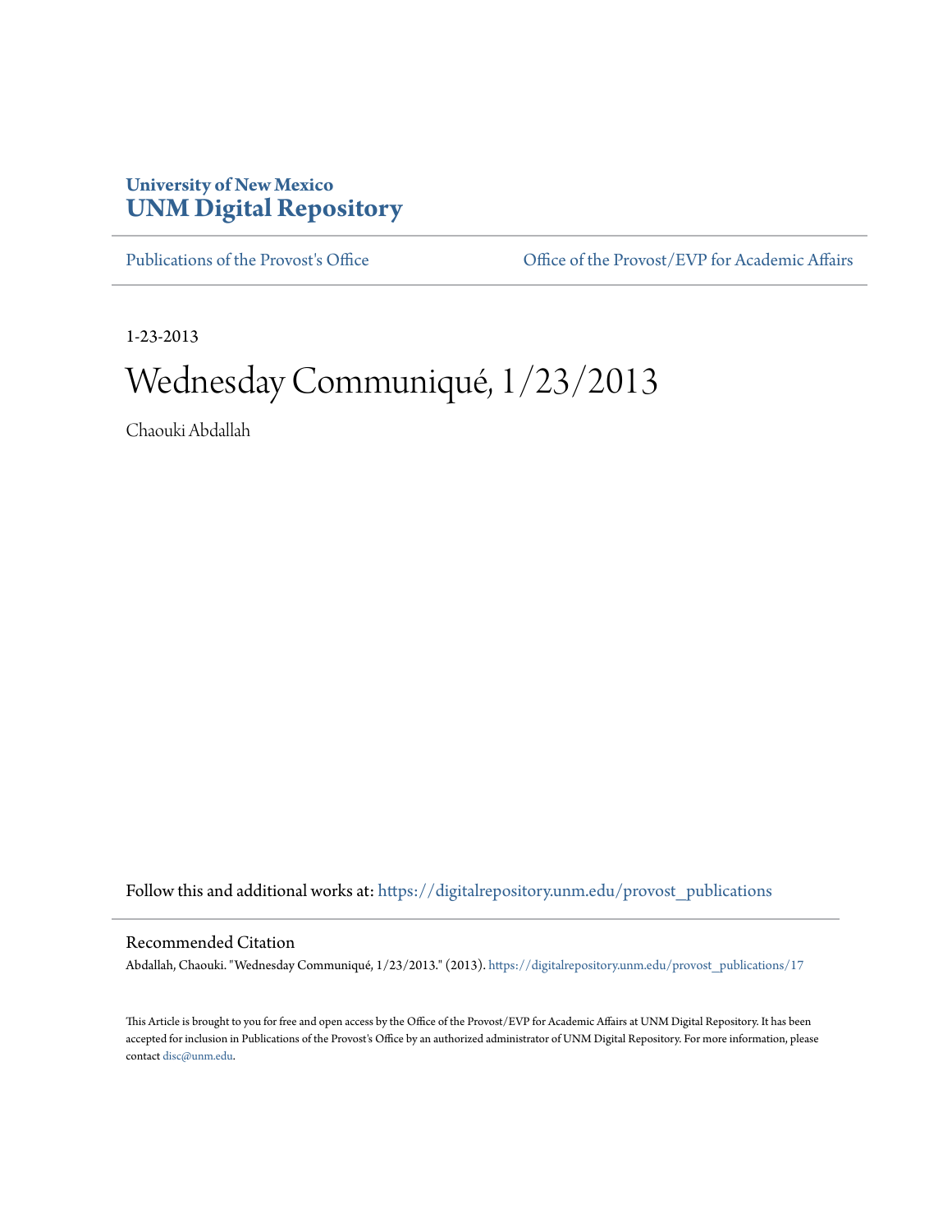**University of New Mexico**
**UNM Digital Repository**

Publications of the Provost's Office

Office of the Provost/EVP for Academic Affairs

1-23-2013

# Wednesday Communiqué, 1/23/2013

Chaouki Abdallah

Follow this and additional works at: https://digitalrepository.unm.edu/provost_publications

## Recommended Citation

Abdallah, Chaouki. "Wednesday Communiqué, 1/23/2013." (2013). https://digitalrepository.unm.edu/provost_publications/17

This Article is brought to you for free and open access by the Office of the Provost/EVP for Academic Affairs at UNM Digital Repository. It has been accepted for inclusion in Publications of the Provost's Office by an authorized administrator of UNM Digital Repository. For more information, please contact disc@unm.edu.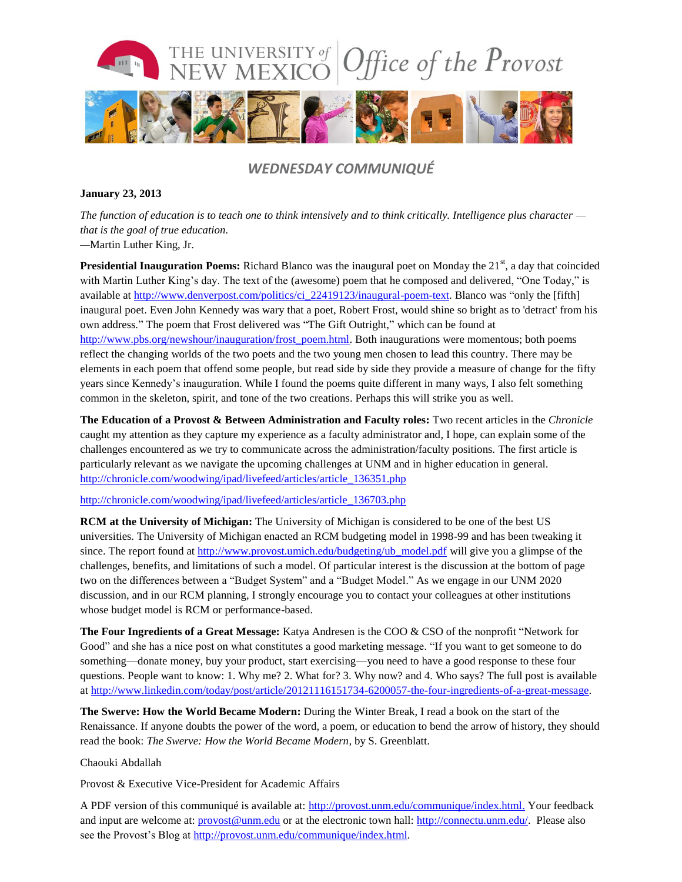THE UNIVERSITY *of* NEW MEXICO | *Office of the Provost*

## *WEDNESDAY COMMUNIQUÉ*

**January 23, 2013**

*The function of education is to teach one to think intensively and to think critically. Intelligence plus character — that is the goal of true education.*
—Martin Luther King, Jr.

**Presidential Inauguration Poems:** Richard Blanco was the inaugural poet on Monday the 21st, a day that coincided with Martin Luther King's day. The text of the (awesome) poem that he composed and delivered, "One Today," is available at http://www.denverpost.com/politics/ci_22419123/inaugural-poem-text. Blanco was "only the [fifth] inaugural poet. Even John Kennedy was wary that a poet, Robert Frost, would shine so bright as to 'detract' from his own address." The poem that Frost delivered was "The Gift Outright," which can be found at http://www.pbs.org/newshour/inauguration/frost_poem.html. Both inaugurations were momentous; both poems reflect the changing worlds of the two poets and the two young men chosen to lead this country. There may be elements in each poem that offend some people, but read side by side they provide a measure of change for the fifty years since Kennedy's inauguration. While I found the poems quite different in many ways, I also felt something common in the skeleton, spirit, and tone of the two creations. Perhaps this will strike you as well.

**The Education of a Provost & Between Administration and Faculty roles:** Two recent articles in the *Chronicle* caught my attention as they capture my experience as a faculty administrator and, I hope, can explain some of the challenges encountered as we try to communicate across the administration/faculty positions. The first article is particularly relevant as we navigate the upcoming challenges at UNM and in higher education in general.
http://chronicle.com/woodwing/ipad/livefeed/articles/article_136351.php

http://chronicle.com/woodwing/ipad/livefeed/articles/article_136703.php

**RCM at the University of Michigan:** The University of Michigan is considered to be one of the best US universities. The University of Michigan enacted an RCM budgeting model in 1998-99 and has been tweaking it since. The report found at http://www.provost.umich.edu/budgeting/ub_model.pdf will give you a glimpse of the challenges, benefits, and limitations of such a model. Of particular interest is the discussion at the bottom of page two on the differences between a "Budget System" and a "Budget Model." As we engage in our UNM 2020 discussion, and in our RCM planning, I strongly encourage you to contact your colleagues at other institutions whose budget model is RCM or performance-based.

**The Four Ingredients of a Great Message:** Katya Andresen is the COO & CSO of the nonprofit "Network for Good" and she has a nice post on what constitutes a good marketing message. "If you want to get someone to do something—donate money, buy your product, start exercising—you need to have a good response to these four questions. People want to know: 1. Why me? 2. What for? 3. Why now? and 4. Who says? The full post is available at http://www.linkedin.com/today/post/article/20121116151734-6200057-the-four-ingredients-of-a-great-message.

**The Swerve: How the World Became Modern:** During the Winter Break, I read a book on the start of the Renaissance. If anyone doubts the power of the word, a poem, or education to bend the arrow of history, they should read the book: *The Swerve: How the World Became Modern*, by S. Greenblatt.

Chaouki Abdallah

Provost & Executive Vice-President for Academic Affairs

A PDF version of this communiqué is available at: http://provost.unm.edu/communique/index.html. Your feedback and input are welcome at: provost@unm.edu or at the electronic town hall: http://connectu.unm.edu/. Please also see the Provost's Blog at http://provost.unm.edu/communique/index.html.